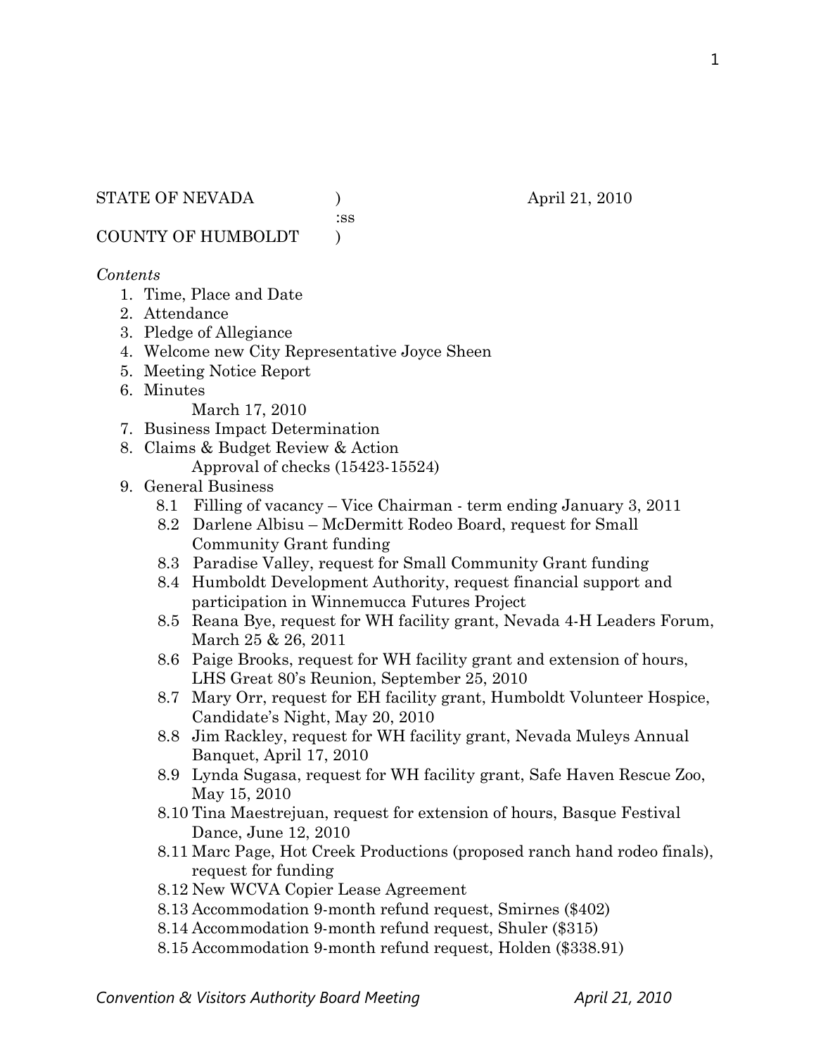STATE OF NEVADA ) April 21, 2010
:ss
COUNTY OF HUMBOLDT )

*Contents*

1. Time, Place and Date
2. Attendance
3. Pledge of Allegiance
4. Welcome new City Representative Joyce Sheen
5. Meeting Notice Report
6. Minutes
   March 17, 2010
7. Business Impact Determination
8. Claims & Budget Review & Action
   Approval of checks (15423-15524)
9. General Business
   - 8.1 Filling of vacancy – Vice Chairman - term ending January 3, 2011
   - 8.2 Darlene Albisu – McDermitt Rodeo Board, request for Small Community Grant funding
   - 8.3 Paradise Valley, request for Small Community Grant funding
   - 8.4 Humboldt Development Authority, request financial support and participation in Winnemucca Futures Project
   - 8.5 Reana Bye, request for WH facility grant, Nevada 4-H Leaders Forum, March 25 & 26, 2011
   - 8.6 Paige Brooks, request for WH facility grant and extension of hours, LHS Great 80's Reunion, September 25, 2010
   - 8.7 Mary Orr, request for EH facility grant, Humboldt Volunteer Hospice, Candidate's Night, May 20, 2010
   - 8.8 Jim Rackley, request for WH facility grant, Nevada Muleys Annual Banquet, April 17, 2010
   - 8.9 Lynda Sugasa, request for WH facility grant, Safe Haven Rescue Zoo, May 15, 2010
   - 8.10 Tina Maestrejuan, request for extension of hours, Basque Festival Dance, June 12, 2010
   - 8.11 Marc Page, Hot Creek Productions (proposed ranch hand rodeo finals), request for funding
   - 8.12 New WCVA Copier Lease Agreement
   - 8.13 Accommodation 9-month refund request, Smirnes ($402)
   - 8.14 Accommodation 9-month refund request, Shuler ($315)
   - 8.15 Accommodation 9-month refund request, Holden ($338.91)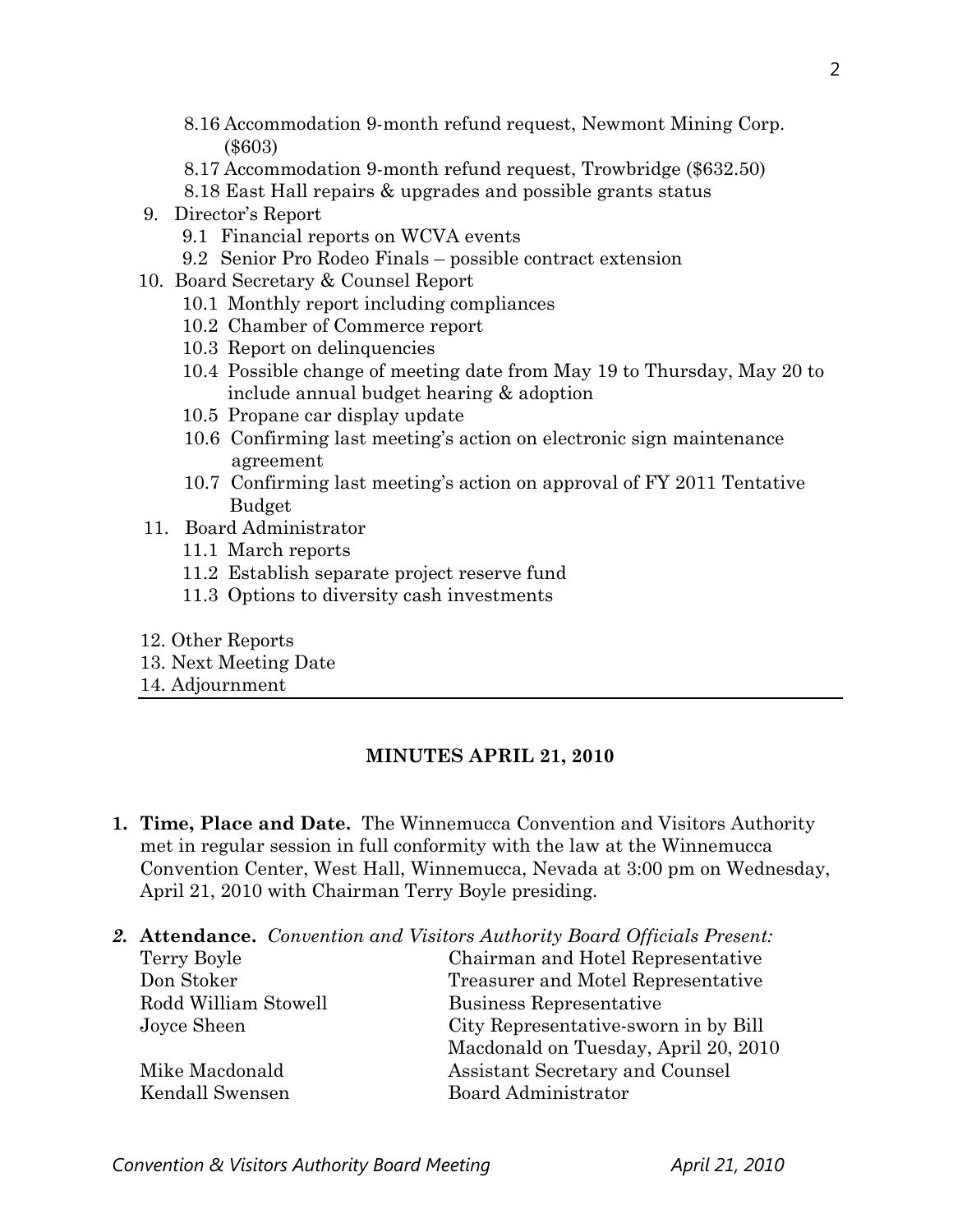8.16 Accommodation 9-month refund request, Newmont Mining Corp. ($603)
8.17 Accommodation 9-month refund request, Trowbridge ($632.50)
8.18 East Hall repairs & upgrades and possible grants status

9. Director's Report
   9.1 Financial reports on WCVA events
   9.2 Senior Pro Rodeo Finals – possible contract extension
10. Board Secretary & Counsel Report
    10.1 Monthly report including compliances
    10.2 Chamber of Commerce report
    10.3 Report on delinquencies
    10.4 Possible change of meeting date from May 19 to Thursday, May 20 to include annual budget hearing & adoption
    10.5 Propane car display update
    10.6 Confirming last meeting's action on electronic sign maintenance agreement
    10.7 Confirming last meeting's action on approval of FY 2011 Tentative Budget
11. Board Administrator
    11.1 March reports
    11.2 Establish separate project reserve fund
    11.3 Options to diversity cash investments
12. Other Reports
13. Next Meeting Date
14. Adjournment

---

## MINUTES APRIL 21, 2010

1. **Time, Place and Date.** The Winnemucca Convention and Visitors Authority met in regular session in full conformity with the law at the Winnemucca Convention Center, West Hall, Winnemucca, Nevada at 3:00 pm on Wednesday, April 21, 2010 with Chairman Terry Boyle presiding.

2. **Attendance.** *Convention and Visitors Authority Board Officials Present:*

| | |
|---|---|
| Terry Boyle | Chairman and Hotel Representative |
| Don Stoker | Treasurer and Motel Representative |
| Rodd William Stowell | Business Representative |
| Joyce Sheen | City Representative-sworn in by Bill Macdonald on Tuesday, April 20, 2010 |
| Mike Macdonald | Assistant Secretary and Counsel |
| Kendall Swensen | Board Administrator |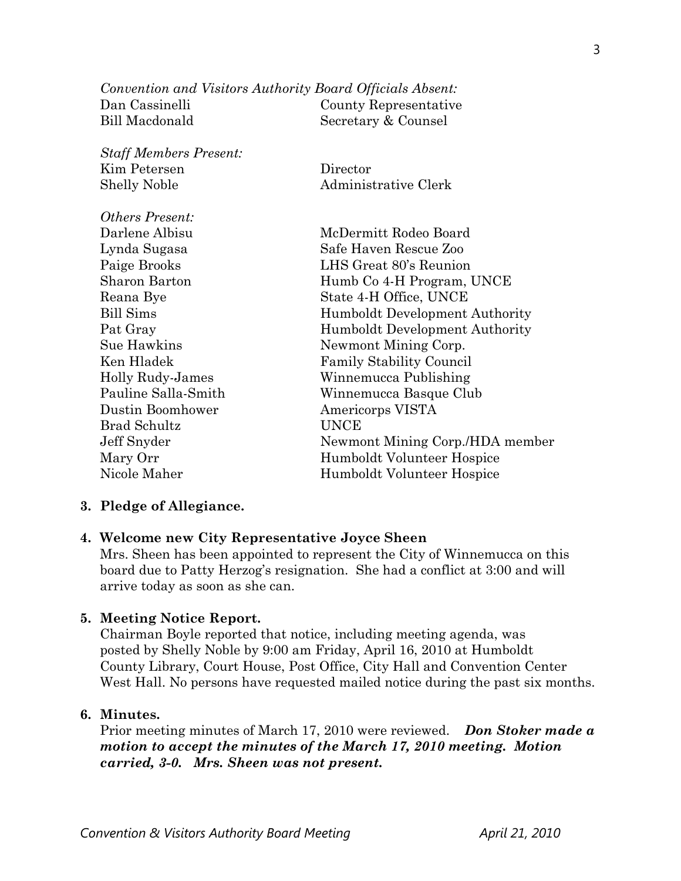*Convention and Visitors Authority Board Officials Absent:*

| | |
|---|---|
| Dan Cassinelli | County Representative |
| Bill Macdonald | Secretary & Counsel |

*Staff Members Present:*

| | |
|---|---|
| Kim Petersen | Director |
| Shelly Noble | Administrative Clerk |

*Others Present:*

| | |
|---|---|
| Darlene Albisu | McDermitt Rodeo Board |
| Lynda Sugasa | Safe Haven Rescue Zoo |
| Paige Brooks | LHS Great 80's Reunion |
| Sharon Barton | Humb Co 4-H Program, UNCE |
| Reana Bye | State 4-H Office, UNCE |
| Bill Sims | Humboldt Development Authority |
| Pat Gray | Humboldt Development Authority |
| Sue Hawkins | Newmont Mining Corp. |
| Ken Hladek | Family Stability Council |
| Holly Rudy-James | Winnemucca Publishing |
| Pauline Salla-Smith | Winnemucca Basque Club |
| Dustin Boomhower | Americorps VISTA |
| Brad Schultz | UNCE |
| Jeff Snyder | Newmont Mining Corp./HDA member |
| Mary Orr | Humboldt Volunteer Hospice |
| Nicole Maher | Humboldt Volunteer Hospice |

**3. Pledge of Allegiance.**

**4. Welcome new City Representative Joyce Sheen**

Mrs. Sheen has been appointed to represent the City of Winnemucca on this board due to Patty Herzog's resignation. She had a conflict at 3:00 and will arrive today as soon as she can.

**5. Meeting Notice Report.**

Chairman Boyle reported that notice, including meeting agenda, was posted by Shelly Noble by 9:00 am Friday, April 16, 2010 at Humboldt County Library, Court House, Post Office, City Hall and Convention Center West Hall. No persons have requested mailed notice during the past six months.

**6. Minutes.**

Prior meeting minutes of March 17, 2010 were reviewed. ***Don Stoker made a motion to accept the minutes of the March 17, 2010 meeting. Motion carried, 3-0. Mrs. Sheen was not present.***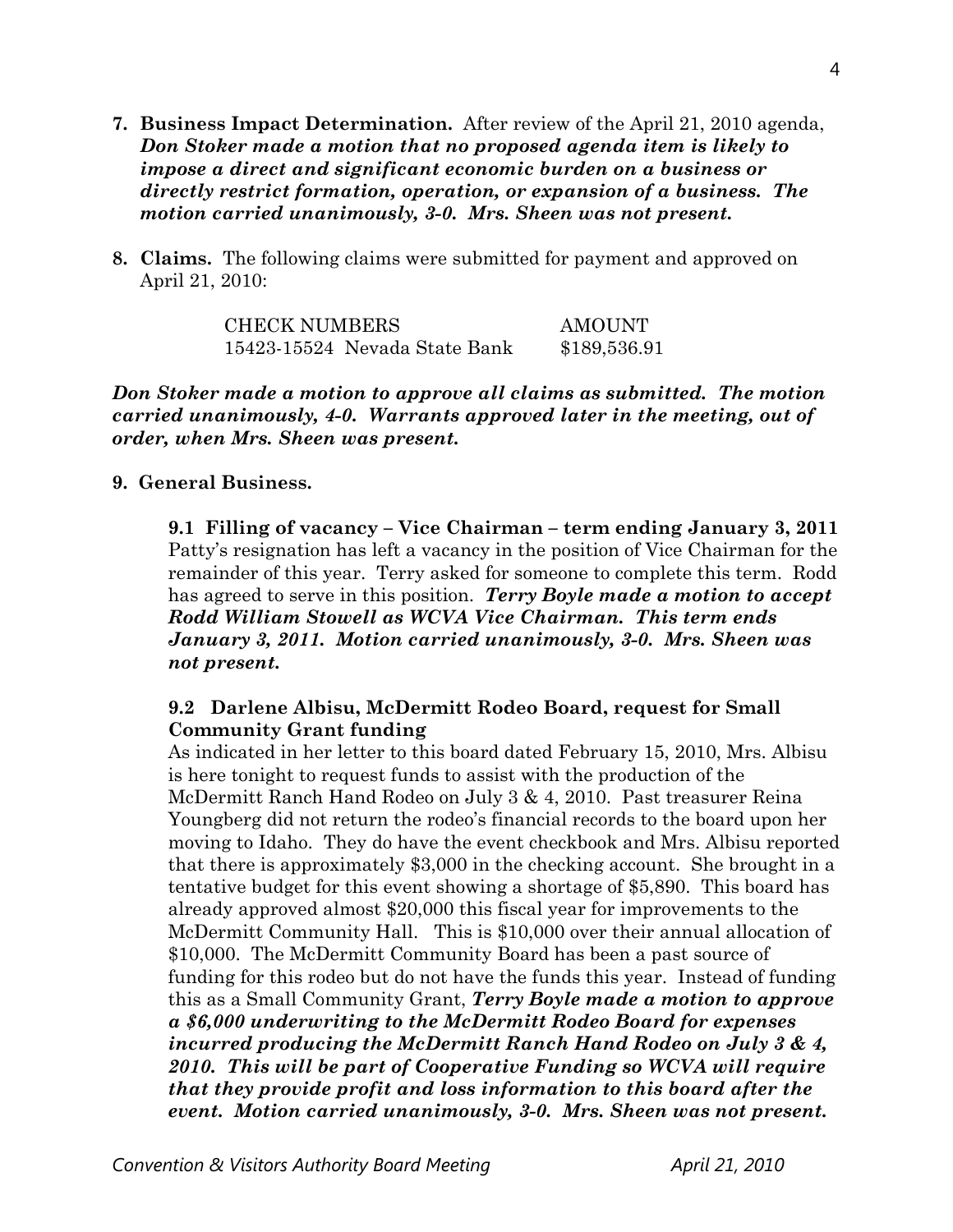**7. Business Impact Determination.** After review of the April 21, 2010 agenda, ***Don Stoker made a motion that no proposed agenda item is likely to impose a direct and significant economic burden on a business or directly restrict formation, operation, or expansion of a business. The motion carried unanimously, 3-0. Mrs. Sheen was not present.***

**8. Claims.** The following claims were submitted for payment and approved on April 21, 2010:

| CHECK NUMBERS | AMOUNT |
|---|---|
| 15423-15524 Nevada State Bank | $189,536.91 |

***Don Stoker made a motion to approve all claims as submitted. The motion carried unanimously, 4-0. Warrants approved later in the meeting, out of order, when Mrs. Sheen was present.***

**9. General Business.**

**9.1 Filling of vacancy – Vice Chairman – term ending January 3, 2011**
Patty's resignation has left a vacancy in the position of Vice Chairman for the remainder of this year. Terry asked for someone to complete this term. Rodd has agreed to serve in this position. ***Terry Boyle made a motion to accept Rodd William Stowell as WCVA Vice Chairman. This term ends January 3, 2011. Motion carried unanimously, 3-0. Mrs. Sheen was not present.***

**9.2 Darlene Albisu, McDermitt Rodeo Board, request for Small Community Grant funding**
As indicated in her letter to this board dated February 15, 2010, Mrs. Albisu is here tonight to request funds to assist with the production of the McDermitt Ranch Hand Rodeo on July 3 & 4, 2010. Past treasurer Reina Youngberg did not return the rodeo's financial records to the board upon her moving to Idaho. They do have the event checkbook and Mrs. Albisu reported that there is approximately $3,000 in the checking account. She brought in a tentative budget for this event showing a shortage of $5,890. This board has already approved almost $20,000 this fiscal year for improvements to the McDermitt Community Hall. This is $10,000 over their annual allocation of $10,000. The McDermitt Community Board has been a past source of funding for this rodeo but do not have the funds this year. Instead of funding this as a Small Community Grant, ***Terry Boyle made a motion to approve a $6,000 underwriting to the McDermitt Rodeo Board for expenses incurred producing the McDermitt Ranch Hand Rodeo on July 3 & 4, 2010. This will be part of Cooperative Funding so WCVA will require that they provide profit and loss information to this board after the event. Motion carried unanimously, 3-0. Mrs. Sheen was not present.***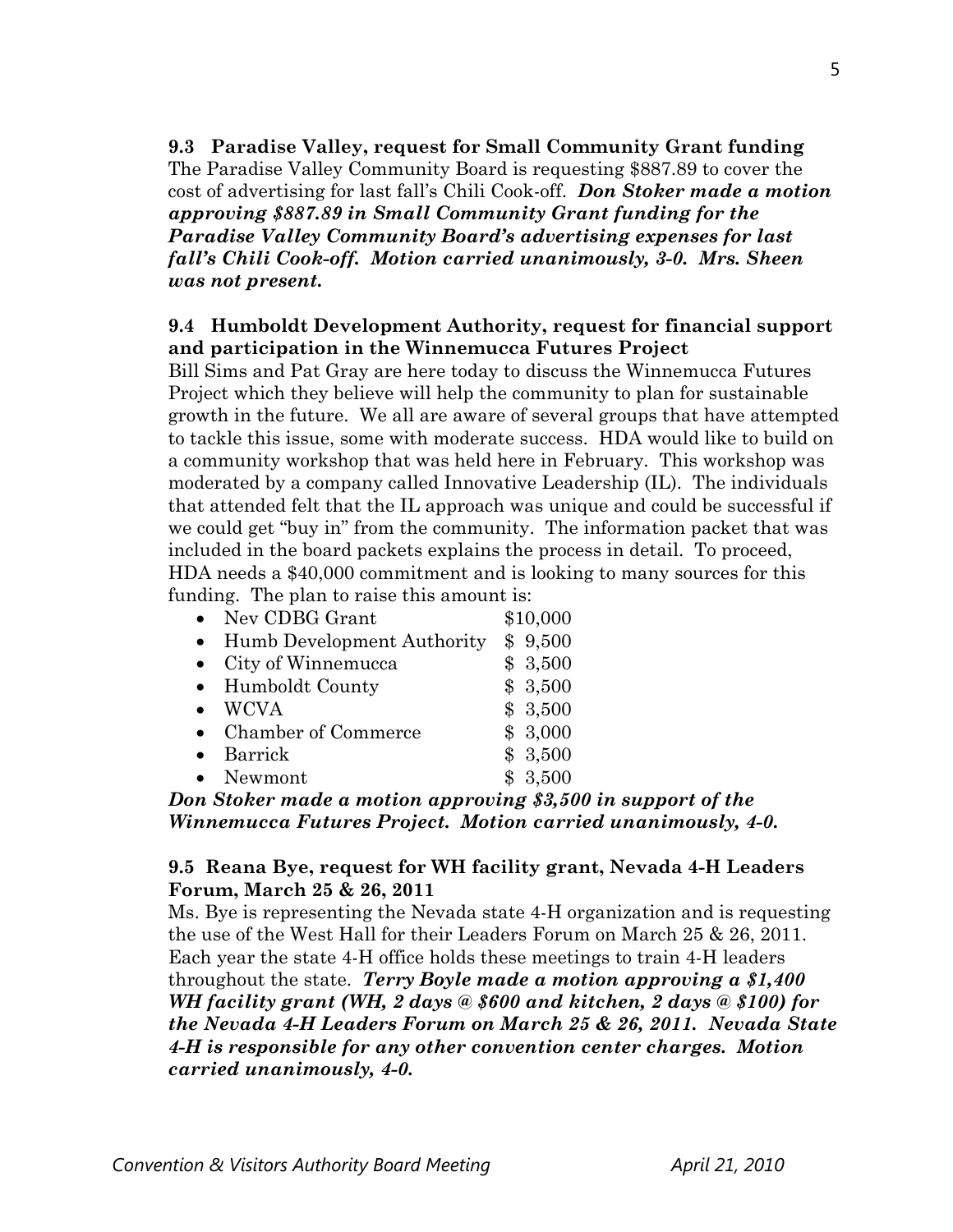**9.3 Paradise Valley, request for Small Community Grant funding**

The Paradise Valley Community Board is requesting $887.89 to cover the cost of advertising for last fall's Chili Cook-off. ***Don Stoker made a motion approving $887.89 in Small Community Grant funding for the Paradise Valley Community Board's advertising expenses for last fall's Chili Cook-off. Motion carried unanimously, 3-0. Mrs. Sheen was not present.***

**9.4 Humboldt Development Authority, request for financial support and participation in the Winnemucca Futures Project**

Bill Sims and Pat Gray are here today to discuss the Winnemucca Futures Project which they believe will help the community to plan for sustainable growth in the future. We all are aware of several groups that have attempted to tackle this issue, some with moderate success. HDA would like to build on a community workshop that was held here in February. This workshop was moderated by a company called Innovative Leadership (IL). The individuals that attended felt that the IL approach was unique and could be successful if we could get "buy in" from the community. The information packet that was included in the board packets explains the process in detail. To proceed, HDA needs a $40,000 commitment and is looking to many sources for this funding. The plan to raise this amount is:

- Nev CDBG Grant $10,000
- Humb Development Authority $ 9,500
- City of Winnemucca $ 3,500
- Humboldt County $ 3,500
- WCVA $ 3,500
- Chamber of Commerce $ 3,000
- Barrick $ 3,500
- Newmont $ 3,500

***Don Stoker made a motion approving $3,500 in support of the Winnemucca Futures Project. Motion carried unanimously, 4-0.***

**9.5 Reana Bye, request for WH facility grant, Nevada 4-H Leaders Forum, March 25 & 26, 2011**

Ms. Bye is representing the Nevada state 4-H organization and is requesting the use of the West Hall for their Leaders Forum on March 25 & 26, 2011. Each year the state 4-H office holds these meetings to train 4-H leaders throughout the state. ***Terry Boyle made a motion approving a $1,400 WH facility grant (WH, 2 days @ $600 and kitchen, 2 days @ $100) for the Nevada 4-H Leaders Forum on March 25 & 26, 2011. Nevada State 4-H is responsible for any other convention center charges. Motion carried unanimously, 4-0.***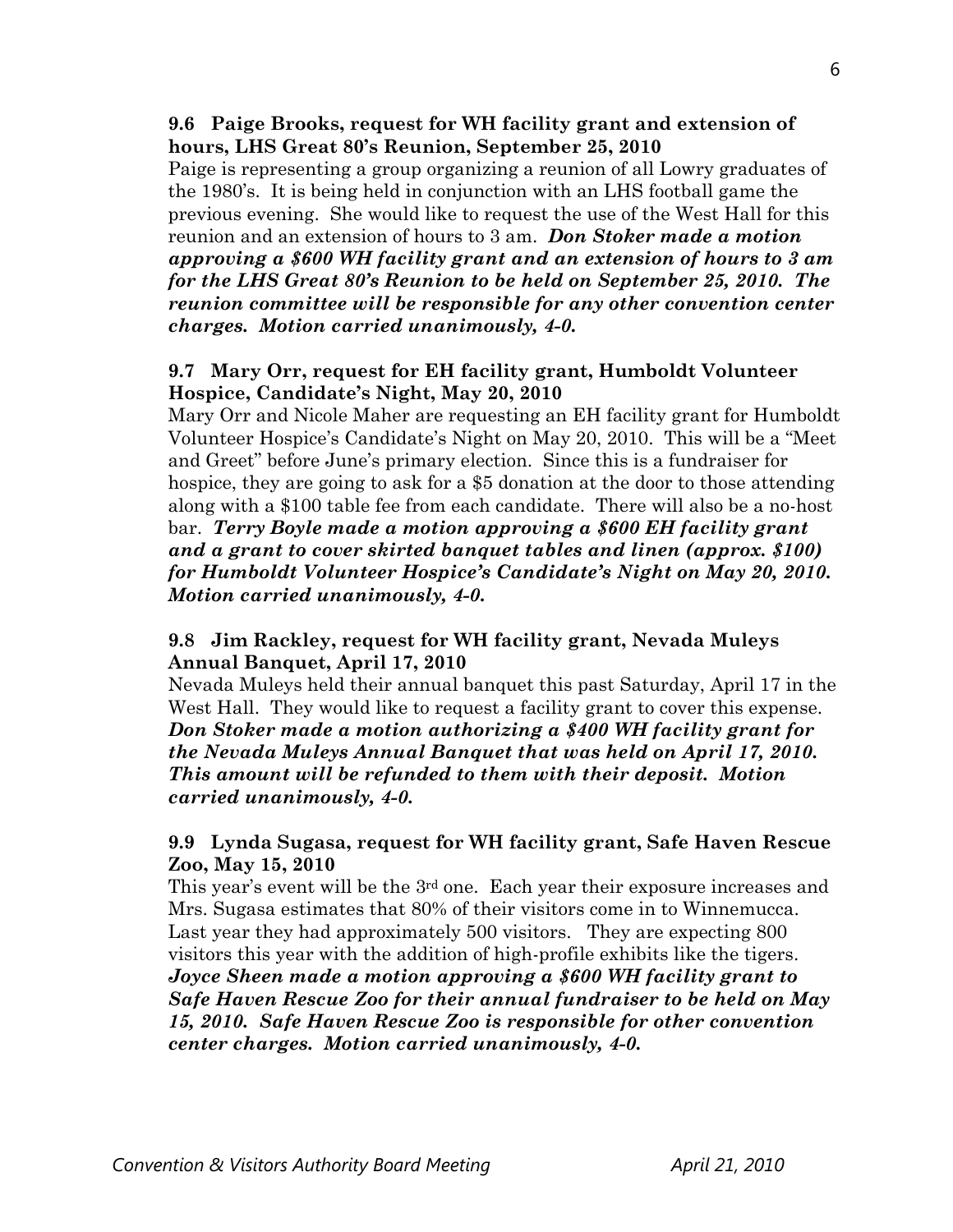**9.6 Paige Brooks, request for WH facility grant and extension of hours, LHS Great 80's Reunion, September 25, 2010**

Paige is representing a group organizing a reunion of all Lowry graduates of the 1980's. It is being held in conjunction with an LHS football game the previous evening. She would like to request the use of the West Hall for this reunion and an extension of hours to 3 am. ***Don Stoker made a motion approving a $600 WH facility grant and an extension of hours to 3 am for the LHS Great 80's Reunion to be held on September 25, 2010. The reunion committee will be responsible for any other convention center charges. Motion carried unanimously, 4-0.***

**9.7 Mary Orr, request for EH facility grant, Humboldt Volunteer Hospice, Candidate's Night, May 20, 2010**

Mary Orr and Nicole Maher are requesting an EH facility grant for Humboldt Volunteer Hospice's Candidate's Night on May 20, 2010. This will be a "Meet and Greet" before June's primary election. Since this is a fundraiser for hospice, they are going to ask for a $5 donation at the door to those attending along with a $100 table fee from each candidate. There will also be a no-host bar. ***Terry Boyle made a motion approving a $600 EH facility grant and a grant to cover skirted banquet tables and linen (approx. $100) for Humboldt Volunteer Hospice's Candidate's Night on May 20, 2010. Motion carried unanimously, 4-0.***

**9.8 Jim Rackley, request for WH facility grant, Nevada Muleys Annual Banquet, April 17, 2010**

Nevada Muleys held their annual banquet this past Saturday, April 17 in the West Hall. They would like to request a facility grant to cover this expense. ***Don Stoker made a motion authorizing a $400 WH facility grant for the Nevada Muleys Annual Banquet that was held on April 17, 2010. This amount will be refunded to them with their deposit. Motion carried unanimously, 4-0.***

**9.9 Lynda Sugasa, request for WH facility grant, Safe Haven Rescue Zoo, May 15, 2010**

This year's event will be the 3rd one. Each year their exposure increases and Mrs. Sugasa estimates that 80% of their visitors come in to Winnemucca. Last year they had approximately 500 visitors. They are expecting 800 visitors this year with the addition of high-profile exhibits like the tigers. ***Joyce Sheen made a motion approving a $600 WH facility grant to Safe Haven Rescue Zoo for their annual fundraiser to be held on May 15, 2010. Safe Haven Rescue Zoo is responsible for other convention center charges. Motion carried unanimously, 4-0.***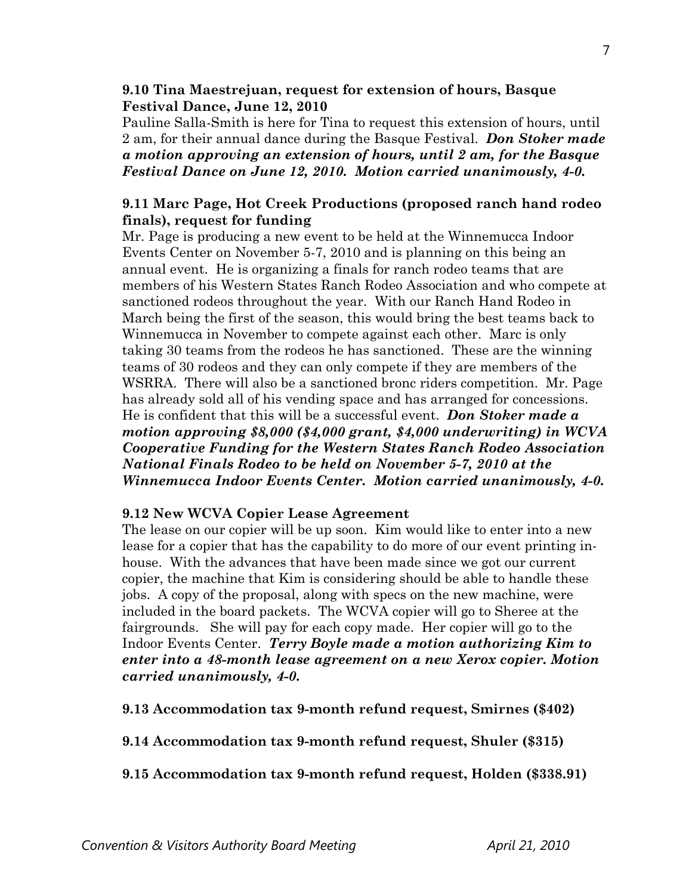**9.10 Tina Maestrejuan, request for extension of hours, Basque Festival Dance, June 12, 2010**

Pauline Salla-Smith is here for Tina to request this extension of hours, until 2 am, for their annual dance during the Basque Festival. ***Don Stoker made a motion approving an extension of hours, until 2 am, for the Basque Festival Dance on June 12, 2010. Motion carried unanimously, 4-0.***

**9.11 Marc Page, Hot Creek Productions (proposed ranch hand rodeo finals), request for funding**

Mr. Page is producing a new event to be held at the Winnemucca Indoor Events Center on November 5-7, 2010 and is planning on this being an annual event. He is organizing a finals for ranch rodeo teams that are members of his Western States Ranch Rodeo Association and who compete at sanctioned rodeos throughout the year. With our Ranch Hand Rodeo in March being the first of the season, this would bring the best teams back to Winnemucca in November to compete against each other. Marc is only taking 30 teams from the rodeos he has sanctioned. These are the winning teams of 30 rodeos and they can only compete if they are members of the WSRRA. There will also be a sanctioned bronc riders competition. Mr. Page has already sold all of his vending space and has arranged for concessions. He is confident that this will be a successful event. ***Don Stoker made a motion approving $8,000 ($4,000 grant, $4,000 underwriting) in WCVA Cooperative Funding for the Western States Ranch Rodeo Association National Finals Rodeo to be held on November 5-7, 2010 at the Winnemucca Indoor Events Center. Motion carried unanimously, 4-0.***

**9.12 New WCVA Copier Lease Agreement**

The lease on our copier will be up soon. Kim would like to enter into a new lease for a copier that has the capability to do more of our event printing in-house. With the advances that have been made since we got our current copier, the machine that Kim is considering should be able to handle these jobs. A copy of the proposal, along with specs on the new machine, were included in the board packets. The WCVA copier will go to Sheree at the fairgrounds. She will pay for each copy made. Her copier will go to the Indoor Events Center. ***Terry Boyle made a motion authorizing Kim to enter into a 48-month lease agreement on a new Xerox copier. Motion carried unanimously, 4-0.***

**9.13 Accommodation tax 9-month refund request, Smirnes ($402)**

**9.14 Accommodation tax 9-month refund request, Shuler ($315)**

**9.15 Accommodation tax 9-month refund request, Holden ($338.91)**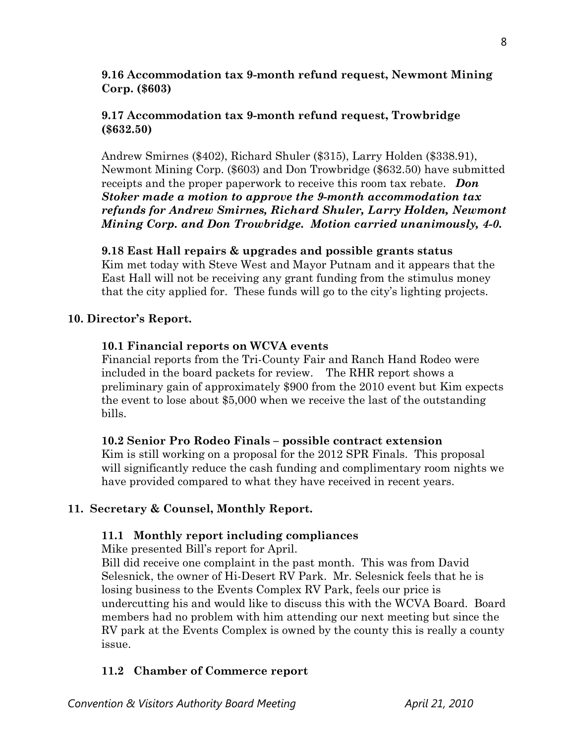**9.16 Accommodation tax 9-month refund request, Newmont Mining Corp. ($603)**

**9.17 Accommodation tax 9-month refund request, Trowbridge ($632.50)**

Andrew Smirnes ($402), Richard Shuler ($315), Larry Holden ($338.91), Newmont Mining Corp. ($603) and Don Trowbridge ($632.50) have submitted receipts and the proper paperwork to receive this room tax rebate. ***Don Stoker made a motion to approve the 9-month accommodation tax refunds for Andrew Smirnes, Richard Shuler, Larry Holden, Newmont Mining Corp. and Don Trowbridge. Motion carried unanimously, 4-0.***

**9.18 East Hall repairs & upgrades and possible grants status**
Kim met today with Steve West and Mayor Putnam and it appears that the East Hall will not be receiving any grant funding from the stimulus money that the city applied for. These funds will go to the city's lighting projects.

**10. Director's Report.**

**10.1 Financial reports on WCVA events**
Financial reports from the Tri-County Fair and Ranch Hand Rodeo were included in the board packets for review. The RHR report shows a preliminary gain of approximately $900 from the 2010 event but Kim expects the event to lose about $5,000 when we receive the last of the outstanding bills.

**10.2 Senior Pro Rodeo Finals – possible contract extension**
Kim is still working on a proposal for the 2012 SPR Finals. This proposal will significantly reduce the cash funding and complimentary room nights we have provided compared to what they have received in recent years.

**11. Secretary & Counsel, Monthly Report.**

**11.1 Monthly report including compliances**
Mike presented Bill's report for April.
Bill did receive one complaint in the past month. This was from David Selesnick, the owner of Hi-Desert RV Park. Mr. Selesnick feels that he is losing business to the Events Complex RV Park, feels our price is undercutting his and would like to discuss this with the WCVA Board. Board members had no problem with him attending our next meeting but since the RV park at the Events Complex is owned by the county this is really a county issue.

**11.2 Chamber of Commerce report**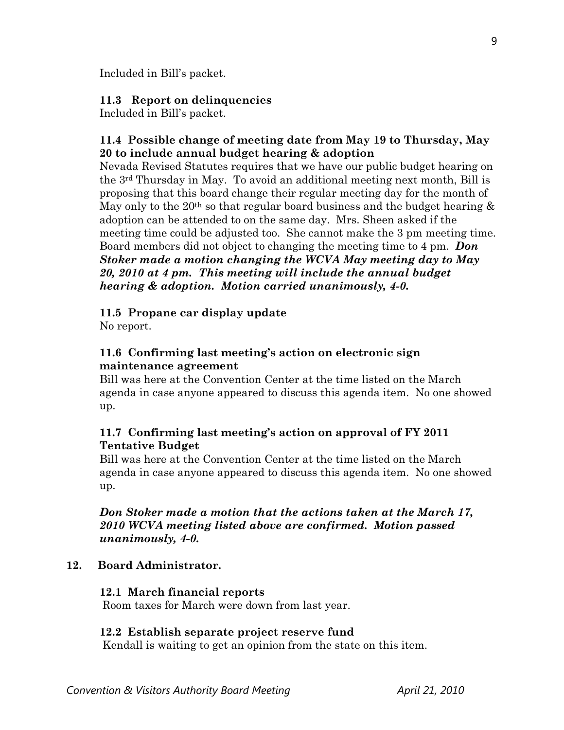Included in Bill's packet.

**11.3 Report on delinquencies**

Included in Bill's packet.

**11.4 Possible change of meeting date from May 19 to Thursday, May 20 to include annual budget hearing & adoption**

Nevada Revised Statutes requires that we have our public budget hearing on the 3rd Thursday in May. To avoid an additional meeting next month, Bill is proposing that this board change their regular meeting day for the month of May only to the 20th so that regular board business and the budget hearing & adoption can be attended to on the same day. Mrs. Sheen asked if the meeting time could be adjusted too. She cannot make the 3 pm meeting time. Board members did not object to changing the meeting time to 4 pm. ***Don Stoker made a motion changing the WCVA May meeting day to May 20, 2010 at 4 pm. This meeting will include the annual budget hearing & adoption. Motion carried unanimously, 4-0.***

**11.5 Propane car display update**

No report.

**11.6 Confirming last meeting's action on electronic sign maintenance agreement**

Bill was here at the Convention Center at the time listed on the March agenda in case anyone appeared to discuss this agenda item. No one showed up.

**11.7 Confirming last meeting's action on approval of FY 2011 Tentative Budget**

Bill was here at the Convention Center at the time listed on the March agenda in case anyone appeared to discuss this agenda item. No one showed up.

***Don Stoker made a motion that the actions taken at the March 17, 2010 WCVA meeting listed above are confirmed. Motion passed unanimously, 4-0.***

**12. Board Administrator.**

**12.1 March financial reports**

Room taxes for March were down from last year.

**12.2 Establish separate project reserve fund**

Kendall is waiting to get an opinion from the state on this item.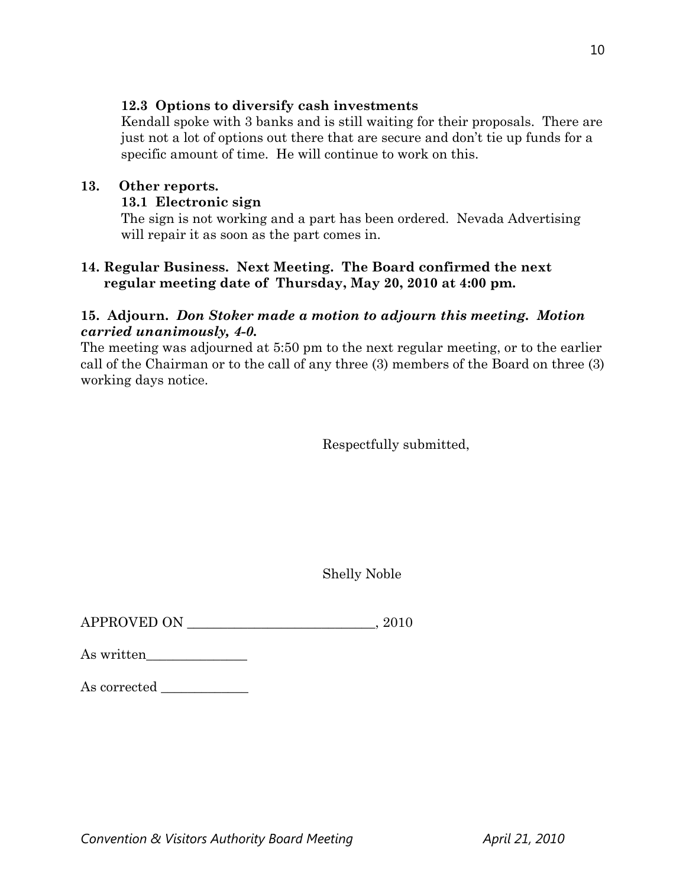**12.3 Options to diversify cash investments**

Kendall spoke with 3 banks and is still waiting for their proposals. There are just not a lot of options out there that are secure and don't tie up funds for a specific amount of time. He will continue to work on this.

**13. Other reports.**

**13.1 Electronic sign**

The sign is not working and a part has been ordered. Nevada Advertising will repair it as soon as the part comes in.

**14. Regular Business. Next Meeting. The Board confirmed the next regular meeting date of Thursday, May 20, 2010 at 4:00 pm.**

**15. Adjourn.** ***Don Stoker made a motion to adjourn this meeting. Motion carried unanimously, 4-0.***

The meeting was adjourned at 5:50 pm to the next regular meeting, or to the earlier call of the Chairman or to the call of any three (3) members of the Board on three (3) working days notice.

Respectfully submitted,

Shelly Noble

APPROVED ON ___________________________, 2010

As written_______________

As corrected _____________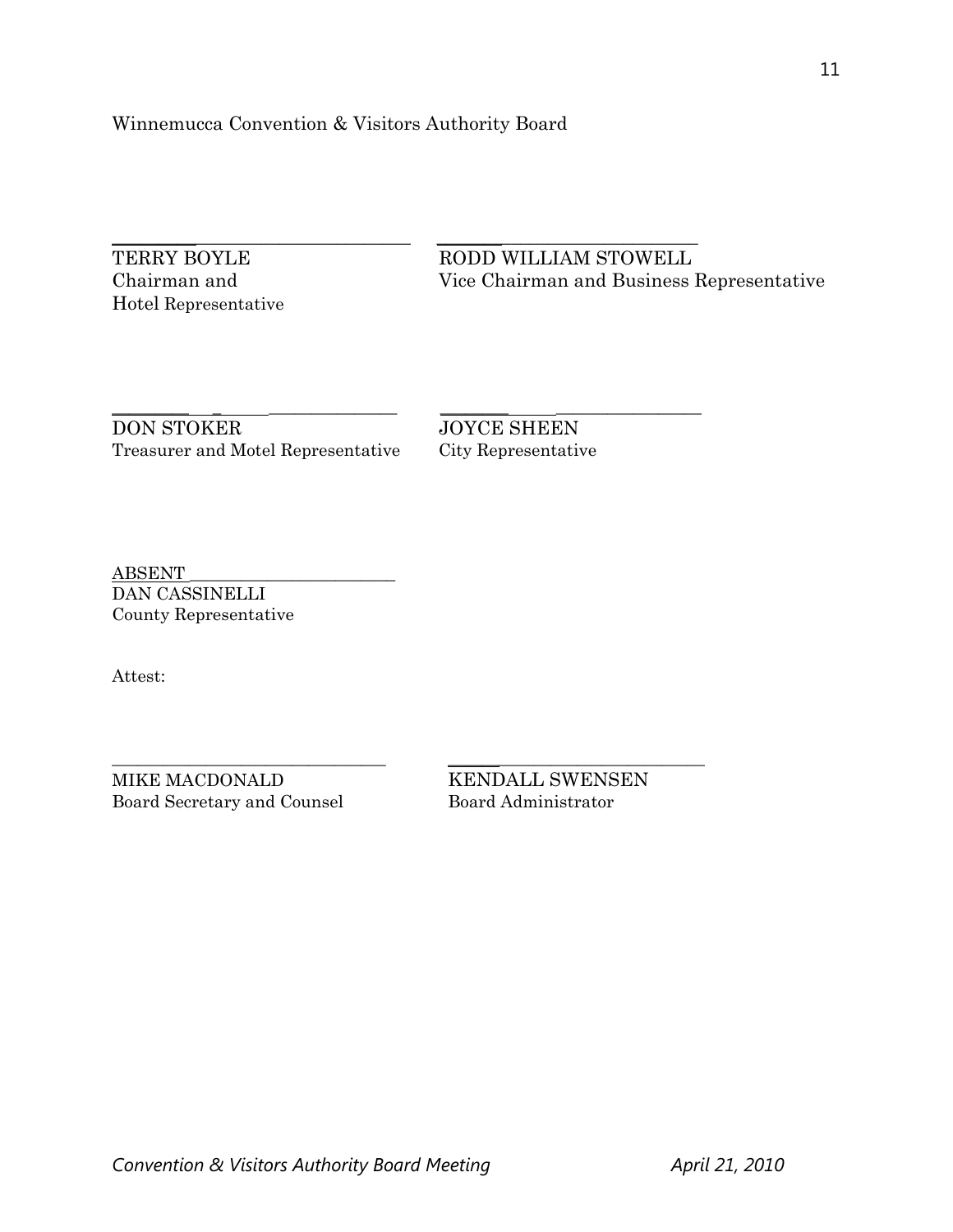Winnemucca Convention & Visitors Authority Board

_________________________________ _____________________________
TERRY BOYLE
Chairman and
Hotel Representative

RODD WILLIAM STOWELL
Vice Chairman and Business Representative

_________________________________ _____________________________
DON STOKER
Treasurer and Motel Representative

JOYCE SHEEN
City Representative

ABSENT _______________________
DAN CASSINELLI
County Representative

Attest:

_____________________________ _____________________________
MIKE MACDONALD
Board Secretary and Counsel

KENDALL SWENSEN
Board Administrator